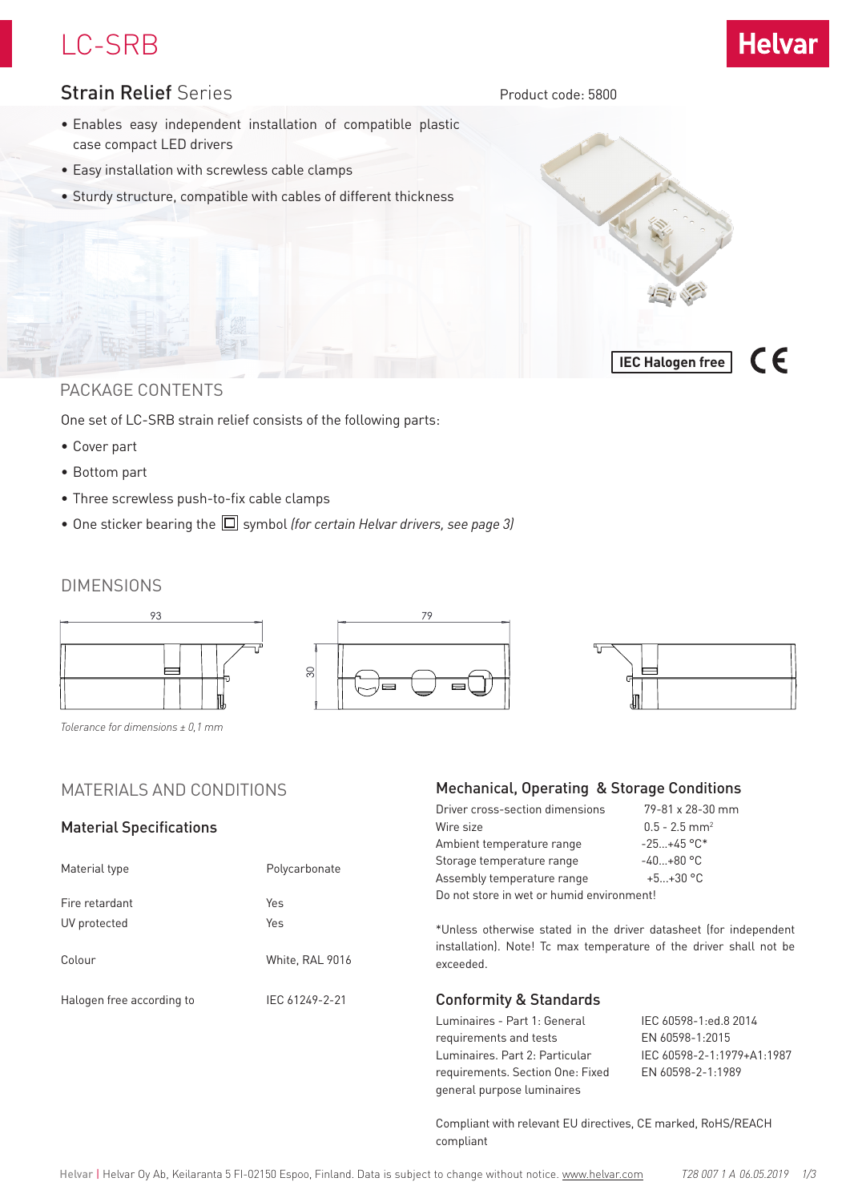# LC-SRB

## Strain Relief Series

Product code: 5800

- Enables easy independent installation of compatible plastic case compact LED drivers
- Easy installation with screwless cable clamps
- Sturdy structure, compatible with cables of different thickness

IEC Halogen free

## PACKAGE CONTENTS

One set of LC-SRB strain relief consists of the following parts:

- Cover part
- Bottom part
- Three screwless push-to-fix cable clamps
- One sticker bearing the ⧈ symbol *(for certain Helvar drivers, see page 3)*

## DIMENSIONS

93

79

30

*Tolerance for dimensions ± 0,1 mm*

## MATERIALS AND CONDITIONS

### Material Specifications

| | |
|---|---|
| Material type | Polycarbonate |
| Fire retardant | Yes |
| UV protected | Yes |
| Colour | White, RAL 9016 |
| Halogen free according to | IEC 61249-2-21 |

### Mechanical, Operating & Storage Conditions

| | |
|---|---|
| Driver cross-section dimensions | 79-81 x 28-30 mm |
| Wire size | 0.5 - 2.5 mm² |
| Ambient temperature range | -25...+45 °C* |
| Storage temperature range | -40...+80 °C |
| Assembly temperature range | +5...+30 °C |

Do not store in wet or humid environment!

*Unless otherwise stated in the driver datasheet (for independent installation). Note! Tc max temperature of the driver shall not be exceeded.

### Conformity & Standards

| | |
|---|---|
| Luminaires - Part 1: General requirements and tests | IEC 60598-1:ed.8 2014<br>EN 60598-1:2015 |
| Luminaires. Part 2: Particular requirements. Section One: Fixed general purpose luminaires | IEC 60598-2-1:1979+A1:1987<br>EN 60598-2-1:1989 |

Compliant with relevant EU directives, CE marked, RoHS/REACH compliant

Helvar | Helvar Oy Ab, Keilaranta 5 FI-02150 Espoo, Finland. Data is subject to change without notice. www.helvar.com T28 007 1 A 06.05.2019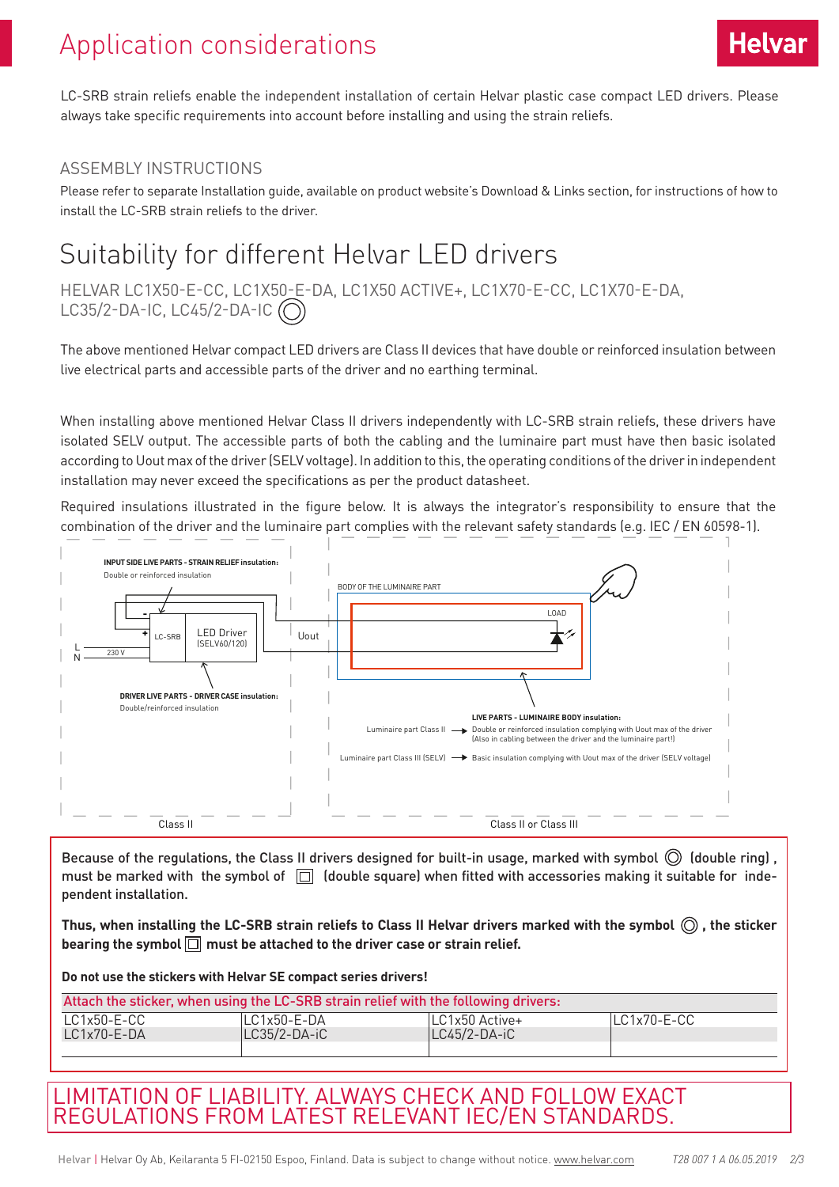# Application considerations

LC-SRB strain reliefs enable the independent installation of certain Helvar plastic case compact LED drivers. Please always take specific requirements into account before installing and using the strain reliefs.

## ASSEMBLY INSTRUCTIONS

Please refer to separate Installation guide, available on product website's Download & Links section, for instructions of how to install the LC-SRB strain reliefs to the driver.

# Suitability for different Helvar LED drivers

### HELVAR LC1X50-E-CC, LC1X50-E-DA, LC1X50 ACTIVE+, LC1X70-E-CC, LC1X70-E-DA, LC35/2-DA-IC, LC45/2-DA-IC ◎

The above mentioned Helvar compact LED drivers are Class II devices that have double or reinforced insulation between live electrical parts and accessible parts of the driver and no earthing terminal.

When installing above mentioned Helvar Class II drivers independently with LC-SRB strain reliefs, these drivers have isolated SELV output. The accessible parts of both the cabling and the luminaire part must have then basic isolated according to Uout max of the driver (SELV voltage). In addition to this, the operating conditions of the driver in independent installation may never exceed the specifications as per the product datasheet.

Required insulations illustrated in the figure below. It is always the integrator's responsibility to ensure that the combination of the driver and the luminaire part complies with the relevant safety standards (e.g. IEC / EN 60598-1).

**INPUT SIDE LIVE PARTS - STRAIN RELIEF insulation:**
Double or reinforced insulation

LC-SRB | LED Driver (SELV60/120) | L | N | 230 V | Uout

**DRIVER LIVE PARTS - DRIVER CASE insulation:**
Double/reinforced insulation

Class II

BODY OF THE LUMINAIRE PART | LOAD

**LIVE PARTS - LUMINAIRE BODY insulation:**

Luminaire part Class II → Double or reinforced insulation complying with Uout max of the driver (Also in cabling between the driver and the luminaire part!)

Luminaire part Class III (SELV) → Basic insulation complying with Uout max of the driver (SELV voltage)

Class II or Class III

**Because of the regulations, the Class II drivers designed for built-in usage, marked with symbol ◎ (double ring), must be marked with the symbol of ⧈ (double square) when fitted with accessories making it suitable for independent installation.**

**Thus, when installing the LC-SRB strain reliefs to Class II Helvar drivers marked with the symbol ◎, the sticker bearing the symbol ⧈ must be attached to the driver case or strain relief.**

**Do not use the stickers with Helvar SE compact series drivers!**

| Attach the sticker, when using the LC-SRB strain relief with the following drivers: | | | |
|---|---|---|---|
| LC1x50-E-CC | LC1x50-E-DA | LC1x50 Active+ | LC1x70-E-CC |
| LC1x70-E-DA | LC35/2-DA-iC | LC45/2-DA-iC | |

LIMITATION OF LIABILITY. ALWAYS CHECK AND FOLLOW EXACT REGULATIONS FROM LATEST RELEVANT IEC/EN STANDARDS.

Helvar | Helvar Oy Ab, Keilaranta 5 FI-02150 Espoo, Finland. Data is subject to change without notice. www.helvar.com

*T28 007 1 A 06.05.2019*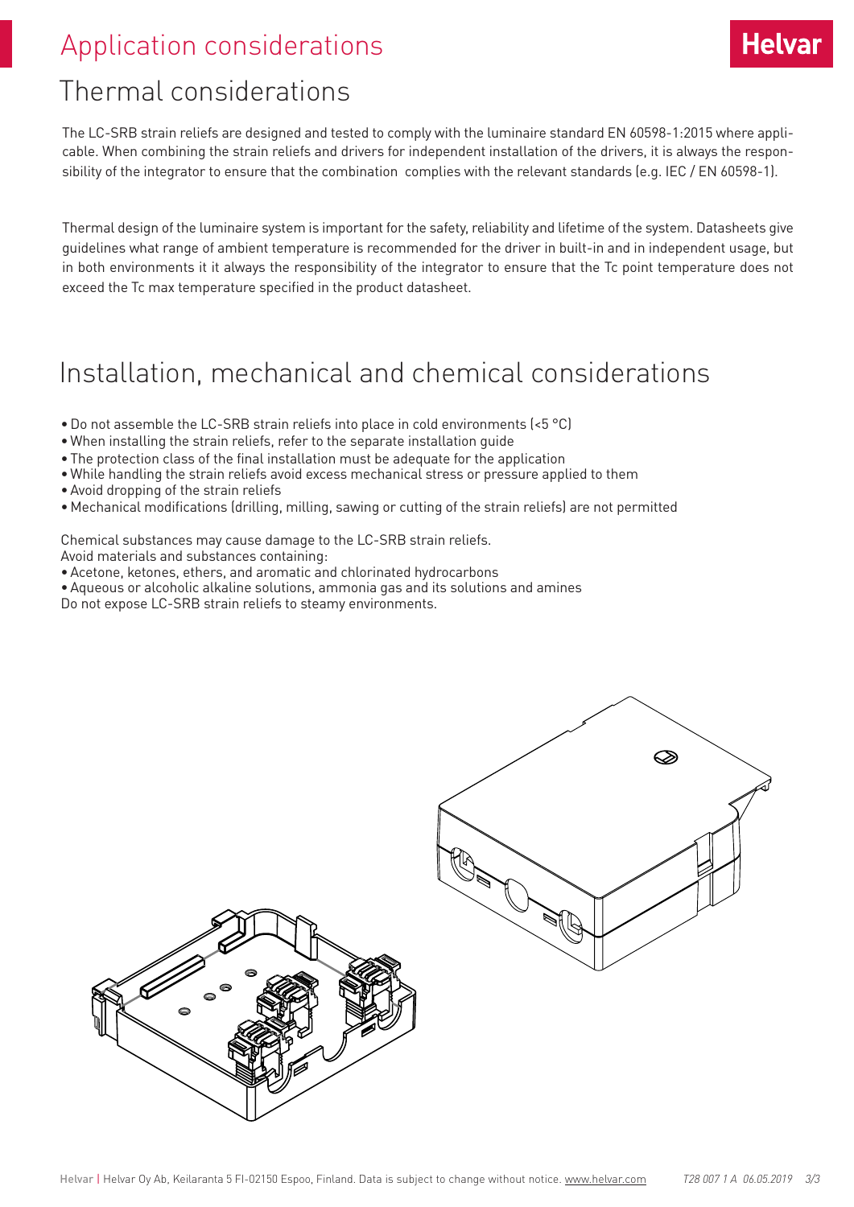# Application considerations

## Thermal considerations

The LC-SRB strain reliefs are designed and tested to comply with the luminaire standard EN 60598-1:2015 where applicable. When combining the strain reliefs and drivers for independent installation of the drivers, it is always the responsibility of the integrator to ensure that the combination complies with the relevant standards (e.g. IEC / EN 60598-1).

Thermal design of the luminaire system is important for the safety, reliability and lifetime of the system. Datasheets give guidelines what range of ambient temperature is recommended for the driver in built-in and in independent usage, but in both environments it it always the responsibility of the integrator to ensure that the Tc point temperature does not exceed the Tc max temperature specified in the product datasheet.

## Installation, mechanical and chemical considerations

- Do not assemble the LC-SRB strain reliefs into place in cold environments (<5 °C)
- When installing the strain reliefs, refer to the separate installation guide
- The protection class of the final installation must be adequate for the application
- While handling the strain reliefs avoid excess mechanical stress or pressure applied to them
- Avoid dropping of the strain reliefs
- Mechanical modifications (drilling, milling, sawing or cutting of the strain reliefs) are not permitted

Chemical substances may cause damage to the LC-SRB strain reliefs.
Avoid materials and substances containing:

- Acetone, ketones, ethers, and aromatic and chlorinated hydrocarbons
- Aqueous or alcoholic alkaline solutions, ammonia gas and its solutions and amines

Do not expose LC-SRB strain reliefs to steamy environments.